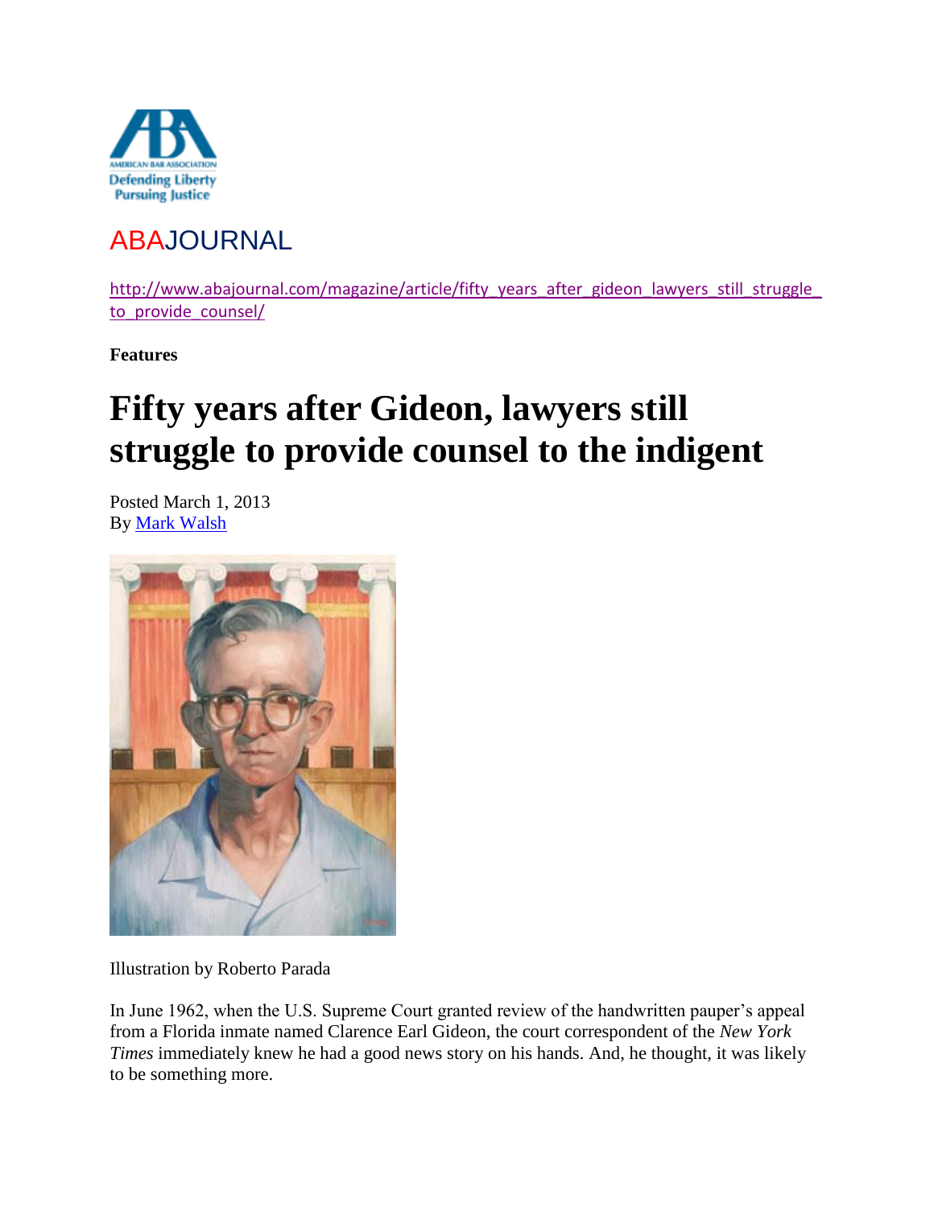ABAJOURNAL

http://www.abajournal.com/magazine/article/fifty_years_after_gideon_lawyers_still_struggle_to_provide_counsel/

**Features**

# Fifty years after Gideon, lawyers still struggle to provide counsel to the indigent

Posted March 1, 2013
By Mark Walsh

Illustration by Roberto Parada

In June 1962, when the U.S. Supreme Court granted review of the handwritten pauper's appeal from a Florida inmate named Clarence Earl Gideon, the court correspondent of the *New York Times* immediately knew he had a good news story on his hands. And, he thought, it was likely to be something more.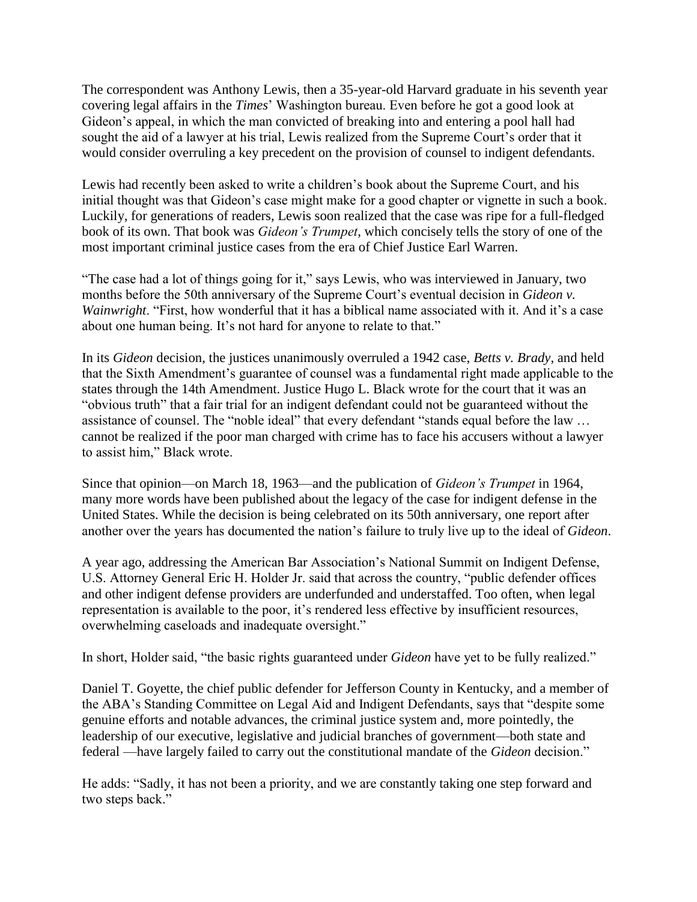The correspondent was Anthony Lewis, then a 35-year-old Harvard graduate in his seventh year covering legal affairs in the *Times*' Washington bureau. Even before he got a good look at Gideon's appeal, in which the man convicted of breaking into and entering a pool hall had sought the aid of a lawyer at his trial, Lewis realized from the Supreme Court's order that it would consider overruling a key precedent on the provision of counsel to indigent defendants.

Lewis had recently been asked to write a children's book about the Supreme Court, and his initial thought was that Gideon's case might make for a good chapter or vignette in such a book. Luckily, for generations of readers, Lewis soon realized that the case was ripe for a full-fledged book of its own. That book was *Gideon's Trumpet,* which concisely tells the story of one of the most important criminal justice cases from the era of Chief Justice Earl Warren.

"The case had a lot of things going for it," says Lewis, who was interviewed in January, two months before the 50th anniversary of the Supreme Court's eventual decision in *Gideon v. Wainwright*. "First, how wonderful that it has a biblical name associated with it. And it's a case about one human being. It's not hard for anyone to relate to that."

In its *Gideon* decision, the justices unanimously overruled a 1942 case, *Betts v. Brady,* and held that the Sixth Amendment's guarantee of counsel was a fundamental right made applicable to the states through the 14th Amendment. Justice Hugo L. Black wrote for the court that it was an "obvious truth" that a fair trial for an indigent defendant could not be guaranteed without the assistance of counsel. The "noble ideal" that every defendant "stands equal before the law … cannot be realized if the poor man charged with crime has to face his accusers without a lawyer to assist him," Black wrote.

Since that opinion—on March 18, 1963—and the publication of *Gideon's Trumpet* in 1964, many more words have been published about the legacy of the case for indigent defense in the United States. While the decision is being celebrated on its 50th anniversary, one report after another over the years has documented the nation's failure to truly live up to the ideal of *Gideon*.

A year ago, addressing the American Bar Association's National Summit on Indigent Defense, U.S. Attorney General Eric H. Holder Jr. said that across the country, "public defender offices and other indigent defense providers are underfunded and understaffed. Too often, when legal representation is available to the poor, it's rendered less effective by insufficient resources, overwhelming caseloads and inadequate oversight."

In short, Holder said, "the basic rights guaranteed under *Gideon* have yet to be fully realized."

Daniel T. Goyette, the chief public defender for Jefferson County in Kentucky, and a member of the ABA's Standing Committee on Legal Aid and Indigent Defendants, says that "despite some genuine efforts and notable advances, the criminal justice system and, more pointedly, the leadership of our executive, legislative and judicial branches of government—both state and federal —have largely failed to carry out the constitutional mandate of the *Gideon* decision."

He adds: "Sadly, it has not been a priority, and we are constantly taking one step forward and two steps back."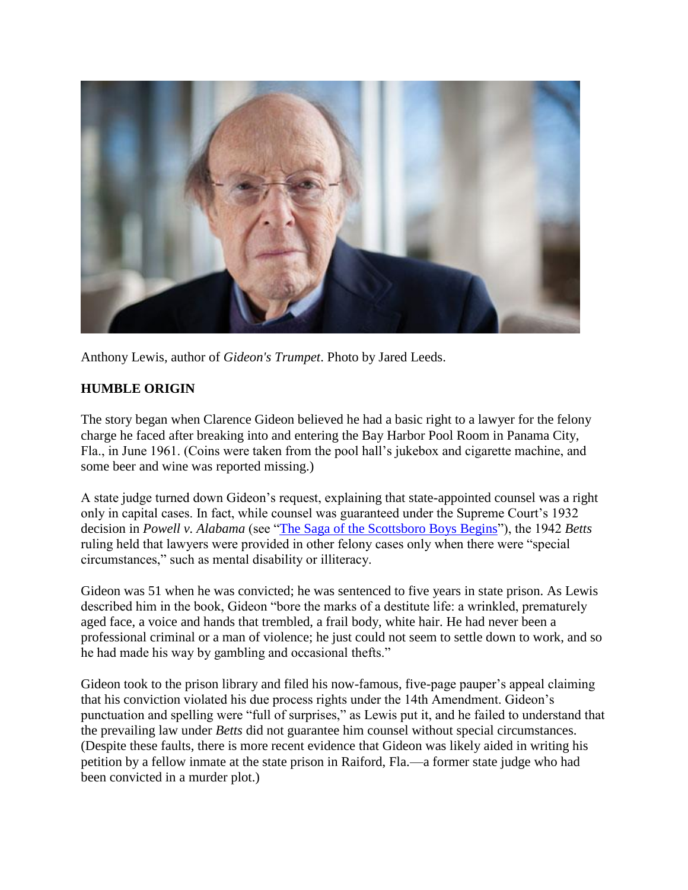Anthony Lewis, author of *Gideon's Trumpet*. Photo by Jared Leeds.

**HUMBLE ORIGIN**

The story began when Clarence Gideon believed he had a basic right to a lawyer for the felony charge he faced after breaking into and entering the Bay Harbor Pool Room in Panama City, Fla., in June 1961. (Coins were taken from the pool hall's jukebox and cigarette machine, and some beer and wine was reported missing.)

A state judge turned down Gideon's request, explaining that state-appointed counsel was a right only in capital cases. In fact, while counsel was guaranteed under the Supreme Court's 1932 decision in *Powell v. Alabama* (see "The Saga of the Scottsboro Boys Begins"), the 1942 *Betts* ruling held that lawyers were provided in other felony cases only when there were "special circumstances," such as mental disability or illiteracy.

Gideon was 51 when he was convicted; he was sentenced to five years in state prison. As Lewis described him in the book, Gideon "bore the marks of a destitute life: a wrinkled, prematurely aged face, a voice and hands that trembled, a frail body, white hair. He had never been a professional criminal or a man of violence; he just could not seem to settle down to work, and so he had made his way by gambling and occasional thefts."

Gideon took to the prison library and filed his now-famous, five-page pauper's appeal claiming that his conviction violated his due process rights under the 14th Amendment. Gideon's punctuation and spelling were "full of surprises," as Lewis put it, and he failed to understand that the prevailing law under *Betts* did not guarantee him counsel without special circumstances. (Despite these faults, there is more recent evidence that Gideon was likely aided in writing his petition by a fellow inmate at the state prison in Raiford, Fla.—a former state judge who had been convicted in a murder plot.)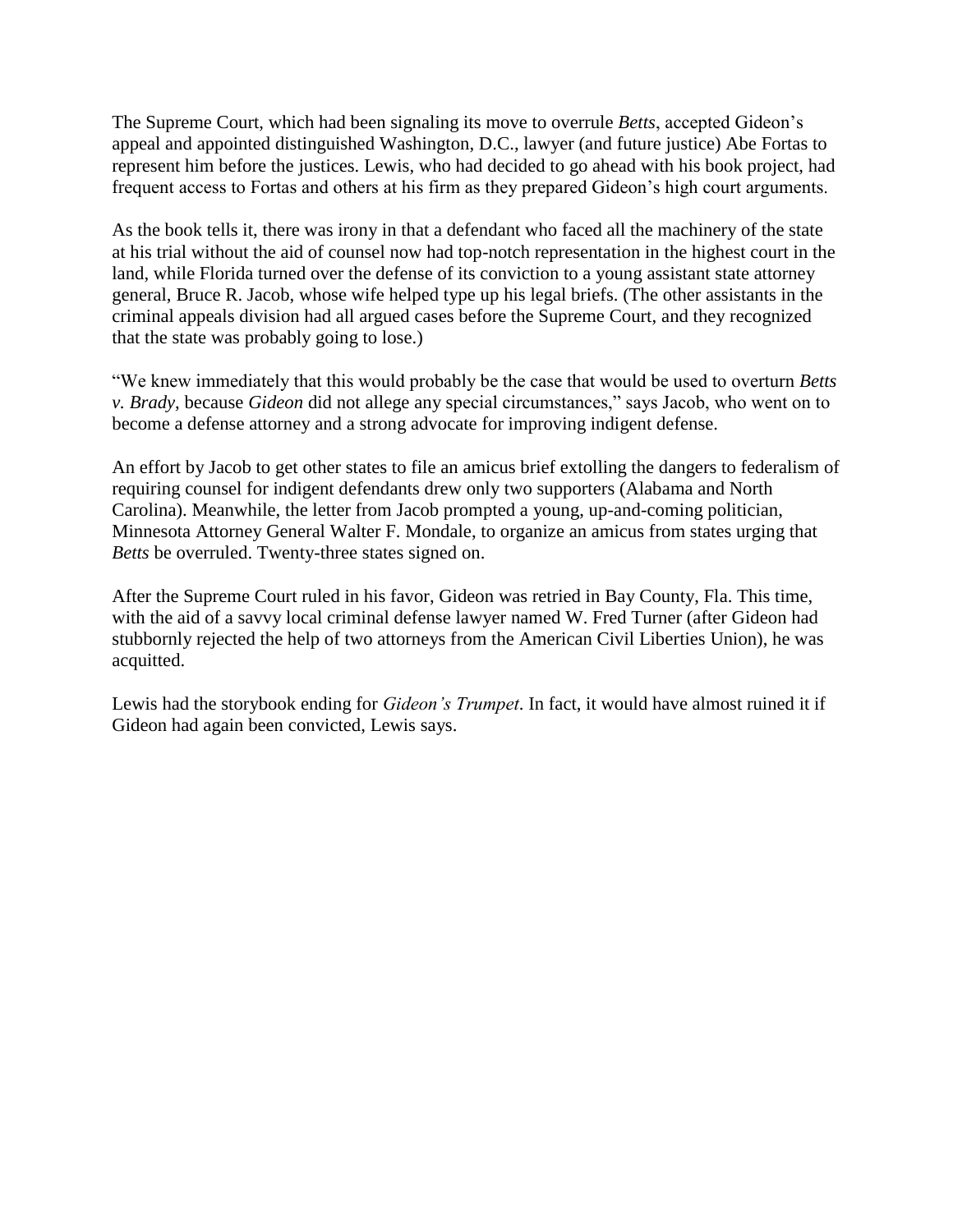The Supreme Court, which had been signaling its move to overrule *Betts*, accepted Gideon's appeal and appointed distinguished Washington, D.C., lawyer (and future justice) Abe Fortas to represent him before the justices. Lewis, who had decided to go ahead with his book project, had frequent access to Fortas and others at his firm as they prepared Gideon's high court arguments.

As the book tells it, there was irony in that a defendant who faced all the machinery of the state at his trial without the aid of counsel now had top-notch representation in the highest court in the land, while Florida turned over the defense of its conviction to a young assistant state attorney general, Bruce R. Jacob, whose wife helped type up his legal briefs. (The other assistants in the criminal appeals division had all argued cases before the Supreme Court, and they recognized that the state was probably going to lose.)

"We knew immediately that this would probably be the case that would be used to overturn *Betts v. Brady*, because *Gideon* did not allege any special circumstances," says Jacob, who went on to become a defense attorney and a strong advocate for improving indigent defense.

An effort by Jacob to get other states to file an amicus brief extolling the dangers to federalism of requiring counsel for indigent defendants drew only two supporters (Alabama and North Carolina). Meanwhile, the letter from Jacob prompted a young, up-and-coming politician, Minnesota Attorney General Walter F. Mondale, to organize an amicus from states urging that *Betts* be overruled. Twenty-three states signed on.

After the Supreme Court ruled in his favor, Gideon was retried in Bay County, Fla. This time, with the aid of a savvy local criminal defense lawyer named W. Fred Turner (after Gideon had stubbornly rejected the help of two attorneys from the American Civil Liberties Union), he was acquitted.

Lewis had the storybook ending for *Gideon's Trumpet*. In fact, it would have almost ruined it if Gideon had again been convicted, Lewis says.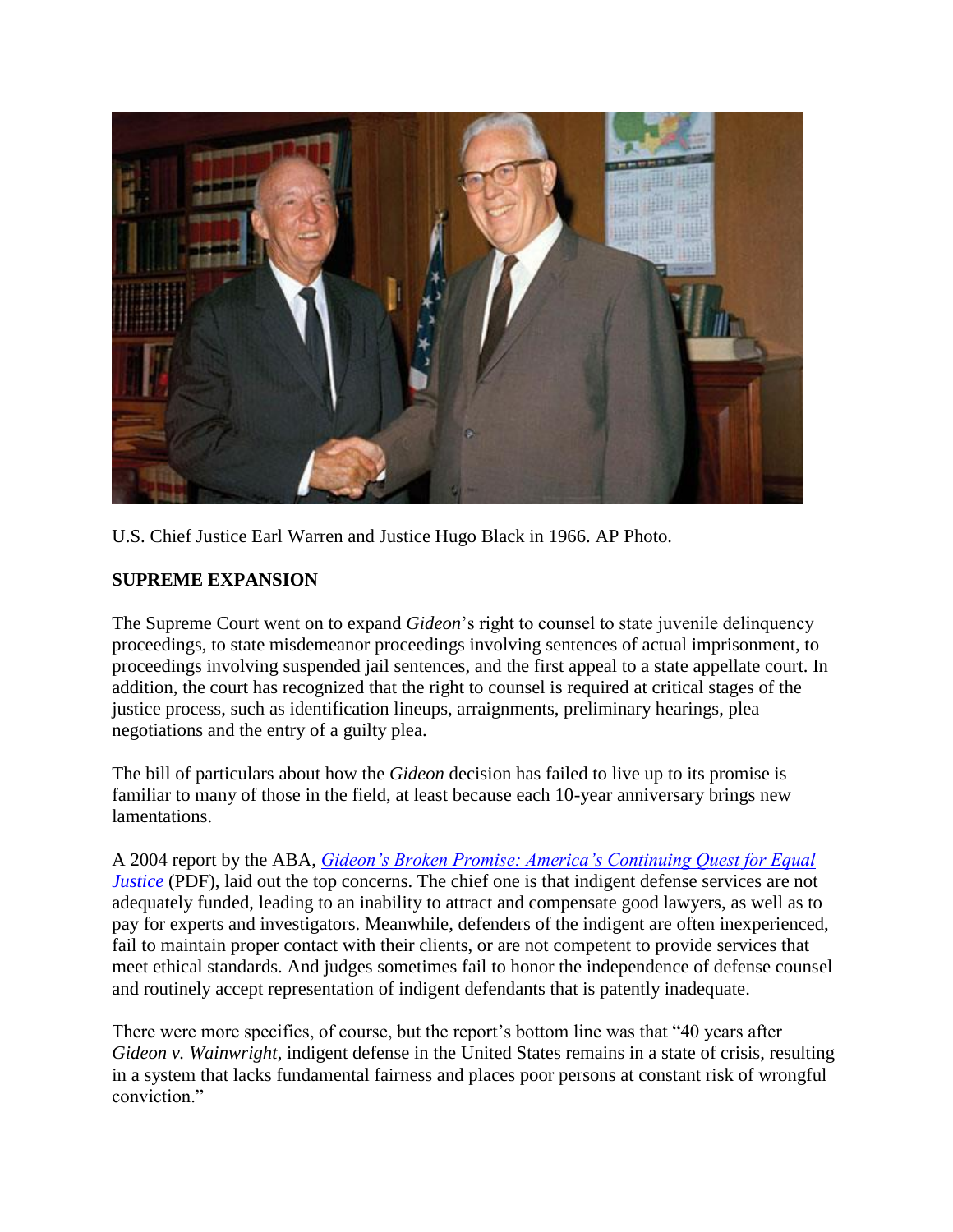U.S. Chief Justice Earl Warren and Justice Hugo Black in 1966. AP Photo.

**SUPREME EXPANSION**

The Supreme Court went on to expand *Gideon*'s right to counsel to state juvenile delinquency proceedings, to state misdemeanor proceedings involving sentences of actual imprisonment, to proceedings involving suspended jail sentences, and the first appeal to a state appellate court. In addition, the court has recognized that the right to counsel is required at critical stages of the justice process, such as identification lineups, arraignments, preliminary hearings, plea negotiations and the entry of a guilty plea.

The bill of particulars about how the *Gideon* decision has failed to live up to its promise is familiar to many of those in the field, at least because each 10-year anniversary brings new lamentations.

A 2004 report by the ABA, *Gideon's Broken Promise: America's Continuing Quest for Equal Justice* (PDF), laid out the top concerns. The chief one is that indigent defense services are not adequately funded, leading to an inability to attract and compensate good lawyers, as well as to pay for experts and investigators. Meanwhile, defenders of the indigent are often inexperienced, fail to maintain proper contact with their clients, or are not competent to provide services that meet ethical standards. And judges sometimes fail to honor the independence of defense counsel and routinely accept representation of indigent defendants that is patently inadequate.

There were more specifics, of course, but the report's bottom line was that "40 years after *Gideon v. Wainwright*, indigent defense in the United States remains in a state of crisis, resulting in a system that lacks fundamental fairness and places poor persons at constant risk of wrongful conviction."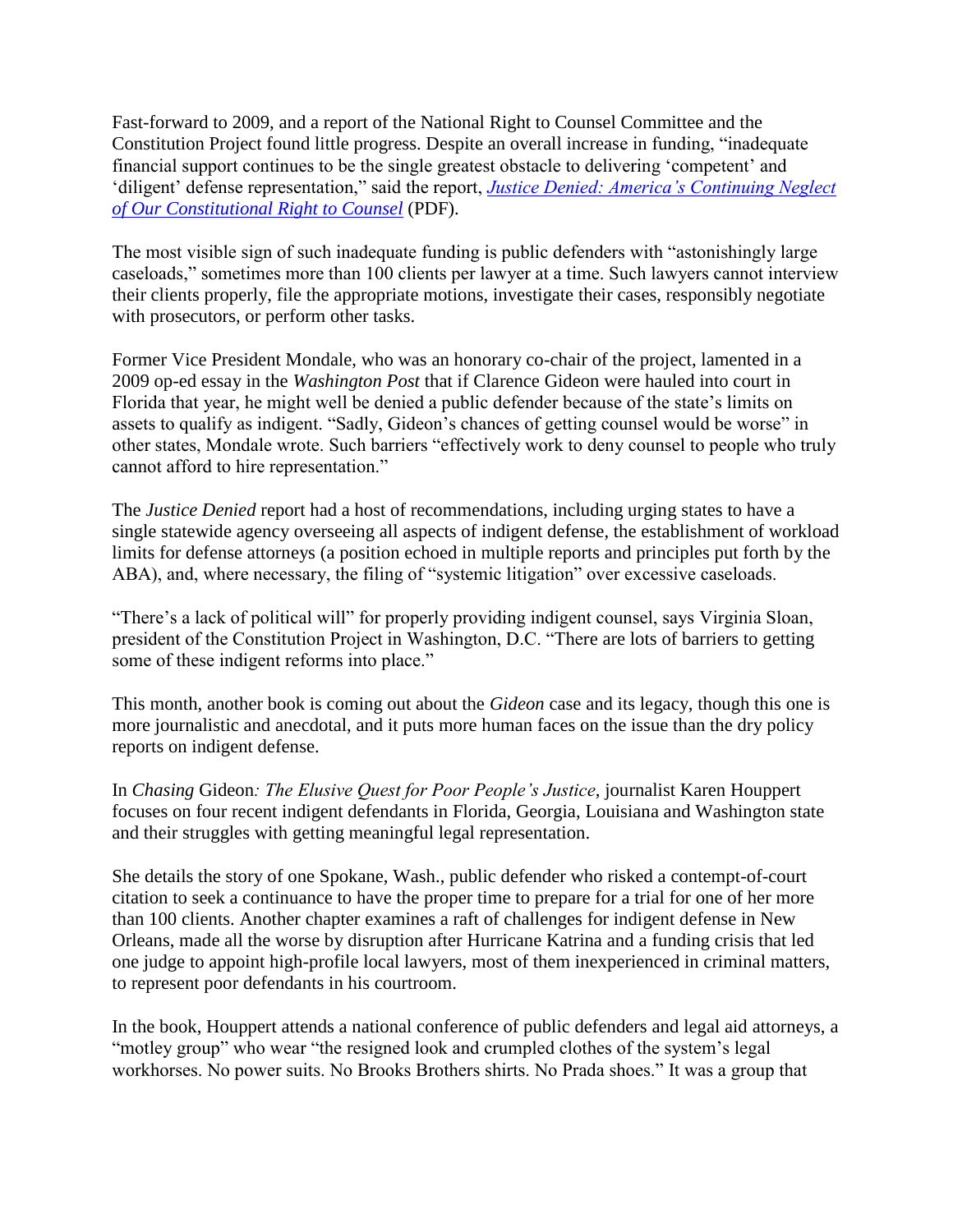Fast-forward to 2009, and a report of the National Right to Counsel Committee and the Constitution Project found little progress. Despite an overall increase in funding, "inadequate financial support continues to be the single greatest obstacle to delivering 'competent' and 'diligent' defense representation," said the report, [*Justice Denied: America's Continuing Neglect of Our Constitutional Right to Counsel*]() (PDF).

The most visible sign of such inadequate funding is public defenders with "astonishingly large caseloads," sometimes more than 100 clients per lawyer at a time. Such lawyers cannot interview their clients properly, file the appropriate motions, investigate their cases, responsibly negotiate with prosecutors, or perform other tasks.

Former Vice President Mondale, who was an honorary co-chair of the project, lamented in a 2009 op-ed essay in the *Washington Post* that if Clarence Gideon were hauled into court in Florida that year, he might well be denied a public defender because of the state's limits on assets to qualify as indigent. "Sadly, Gideon's chances of getting counsel would be worse" in other states, Mondale wrote. Such barriers "effectively work to deny counsel to people who truly cannot afford to hire representation."

The *Justice Denied* report had a host of recommendations, including urging states to have a single statewide agency overseeing all aspects of indigent defense, the establishment of workload limits for defense attorneys (a position echoed in multiple reports and principles put forth by the ABA), and, where necessary, the filing of "systemic litigation" over excessive caseloads.

"There's a lack of political will" for properly providing indigent counsel, says Virginia Sloan, president of the Constitution Project in Washington, D.C. "There are lots of barriers to getting some of these indigent reforms into place."

This month, another book is coming out about the *Gideon* case and its legacy, though this one is more journalistic and anecdotal, and it puts more human faces on the issue than the dry policy reports on indigent defense.

In *Chasing* Gideon*: The Elusive Quest for Poor People's Justice*, journalist Karen Houppert focuses on four recent indigent defendants in Florida, Georgia, Louisiana and Washington state and their struggles with getting meaningful legal representation.

She details the story of one Spokane, Wash., public defender who risked a contempt-of-court citation to seek a continuance to have the proper time to prepare for a trial for one of her more than 100 clients. Another chapter examines a raft of challenges for indigent defense in New Orleans, made all the worse by disruption after Hurricane Katrina and a funding crisis that led one judge to appoint high-profile local lawyers, most of them inexperienced in criminal matters, to represent poor defendants in his courtroom.

In the book, Houppert attends a national conference of public defenders and legal aid attorneys, a "motley group" who wear "the resigned look and crumpled clothes of the system's legal workhorses. No power suits. No Brooks Brothers shirts. No Prada shoes." It was a group that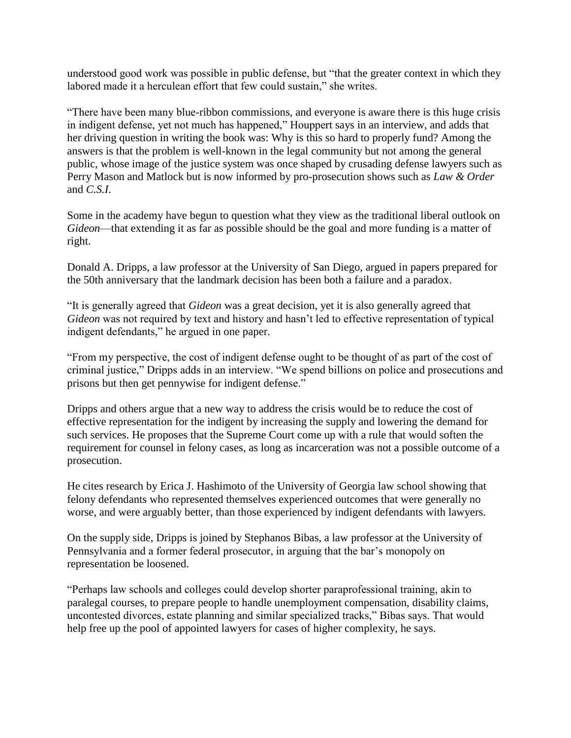understood good work was possible in public defense, but "that the greater context in which they labored made it a herculean effort that few could sustain," she writes.

"There have been many blue-ribbon commissions, and everyone is aware there is this huge crisis in indigent defense, yet not much has happened," Houppert says in an interview, and adds that her driving question in writing the book was: Why is this so hard to properly fund? Among the answers is that the problem is well-known in the legal community but not among the general public, whose image of the justice system was once shaped by crusading defense lawyers such as Perry Mason and Matlock but is now informed by pro-prosecution shows such as *Law & Order* and *C.S.I.*

Some in the academy have begun to question what they view as the traditional liberal outlook on *Gideon*—that extending it as far as possible should be the goal and more funding is a matter of right.

Donald A. Dripps, a law professor at the University of San Diego, argued in papers prepared for the 50th anniversary that the landmark decision has been both a failure and a paradox.

"It is generally agreed that *Gideon* was a great decision, yet it is also generally agreed that *Gideon* was not required by text and history and hasn't led to effective representation of typical indigent defendants," he argued in one paper.

"From my perspective, the cost of indigent defense ought to be thought of as part of the cost of criminal justice," Dripps adds in an interview. "We spend billions on police and prosecutions and prisons but then get pennywise for indigent defense."

Dripps and others argue that a new way to address the crisis would be to reduce the cost of effective representation for the indigent by increasing the supply and lowering the demand for such services. He proposes that the Supreme Court come up with a rule that would soften the requirement for counsel in felony cases, as long as incarceration was not a possible outcome of a prosecution.

He cites research by Erica J. Hashimoto of the University of Georgia law school showing that felony defendants who represented themselves experienced outcomes that were generally no worse, and were arguably better, than those experienced by indigent defendants with lawyers.

On the supply side, Dripps is joined by Stephanos Bibas, a law professor at the University of Pennsylvania and a former federal prosecutor, in arguing that the bar's monopoly on representation be loosened.

"Perhaps law schools and colleges could develop shorter paraprofessional training, akin to paralegal courses, to prepare people to handle unemployment compensation, disability claims, uncontested divorces, estate planning and similar specialized tracks," Bibas says. That would help free up the pool of appointed lawyers for cases of higher complexity, he says.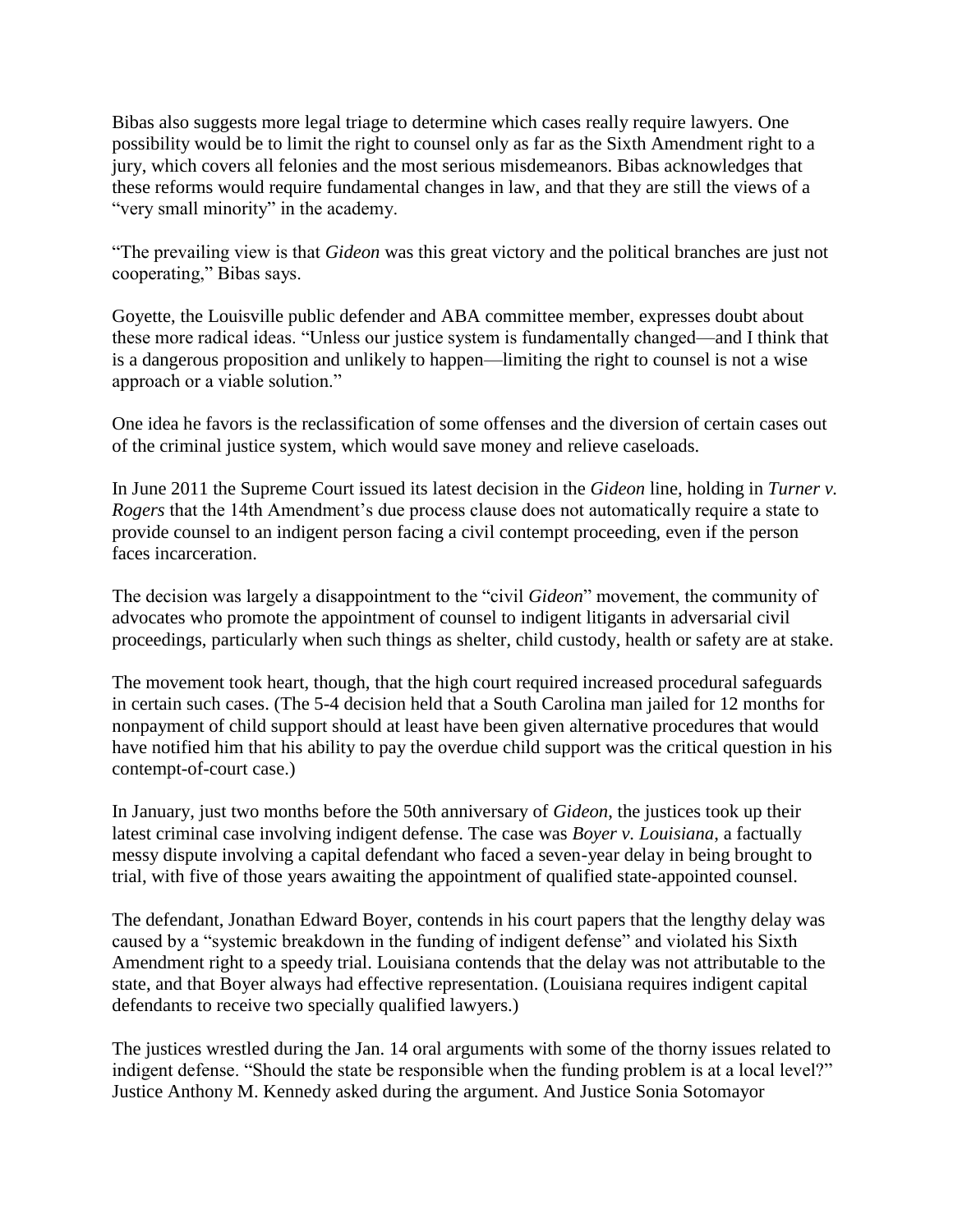Bibas also suggests more legal triage to determine which cases really require lawyers. One possibility would be to limit the right to counsel only as far as the Sixth Amendment right to a jury, which covers all felonies and the most serious misdemeanors. Bibas acknowledges that these reforms would require fundamental changes in law, and that they are still the views of a "very small minority" in the academy.

"The prevailing view is that *Gideon* was this great victory and the political branches are just not cooperating," Bibas says.

Goyette, the Louisville public defender and ABA committee member, expresses doubt about these more radical ideas. "Unless our justice system is fundamentally changed—and I think that is a dangerous proposition and unlikely to happen—limiting the right to counsel is not a wise approach or a viable solution."

One idea he favors is the reclassification of some offenses and the diversion of certain cases out of the criminal justice system, which would save money and relieve caseloads.

In June 2011 the Supreme Court issued its latest decision in the *Gideon* line, holding in *Turner v. Rogers* that the 14th Amendment's due process clause does not automatically require a state to provide counsel to an indigent person facing a civil contempt proceeding, even if the person faces incarceration.

The decision was largely a disappointment to the "civil *Gideon*" movement, the community of advocates who promote the appointment of counsel to indigent litigants in adversarial civil proceedings, particularly when such things as shelter, child custody, health or safety are at stake.

The movement took heart, though, that the high court required increased procedural safeguards in certain such cases. (The 5-4 decision held that a South Carolina man jailed for 12 months for nonpayment of child support should at least have been given alternative procedures that would have notified him that his ability to pay the overdue child support was the critical question in his contempt-of-court case.)

In January, just two months before the 50th anniversary of *Gideon*, the justices took up their latest criminal case involving indigent defense. The case was *Boyer v. Louisiana*, a factually messy dispute involving a capital defendant who faced a seven-year delay in being brought to trial, with five of those years awaiting the appointment of qualified state-appointed counsel.

The defendant, Jonathan Edward Boyer, contends in his court papers that the lengthy delay was caused by a "systemic breakdown in the funding of indigent defense" and violated his Sixth Amendment right to a speedy trial. Louisiana contends that the delay was not attributable to the state, and that Boyer always had effective representation. (Louisiana requires indigent capital defendants to receive two specially qualified lawyers.)

The justices wrestled during the Jan. 14 oral arguments with some of the thorny issues related to indigent defense. "Should the state be responsible when the funding problem is at a local level?" Justice Anthony M. Kennedy asked during the argument. And Justice Sonia Sotomayor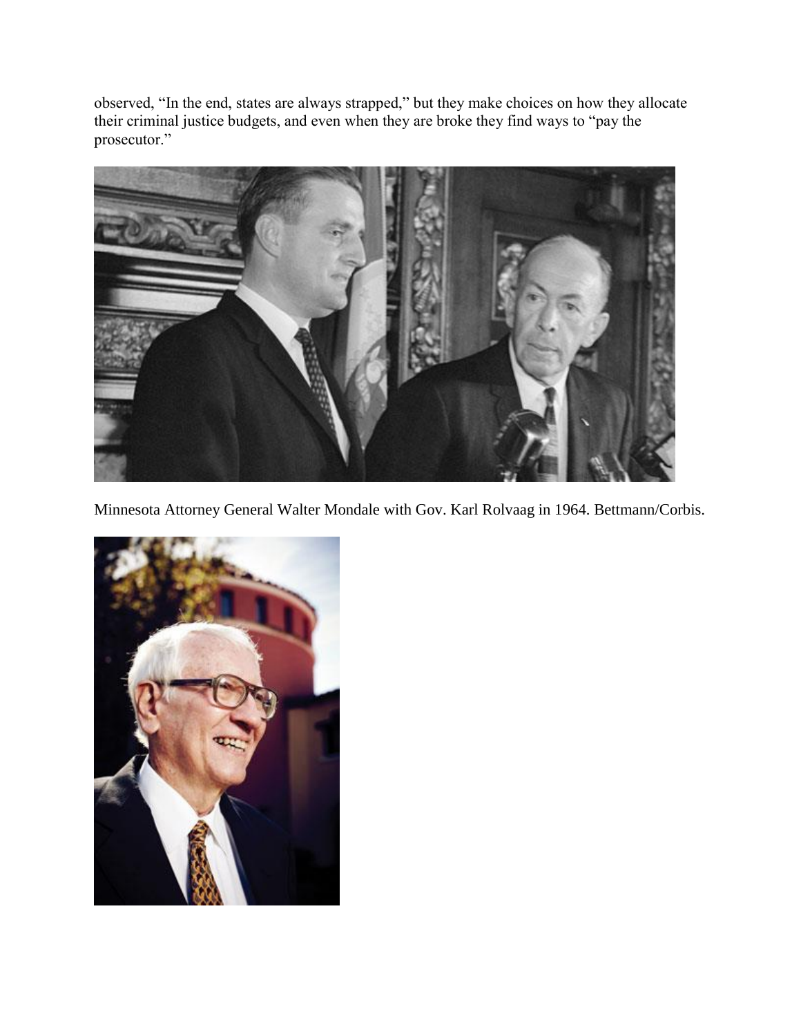observed, “In the end, states are always strapped,” but they make choices on how they allocate their criminal justice budgets, and even when they are broke they find ways to “pay the prosecutor.”

Minnesota Attorney General Walter Mondale with Gov. Karl Rolvaag in 1964. Bettmann/Corbis.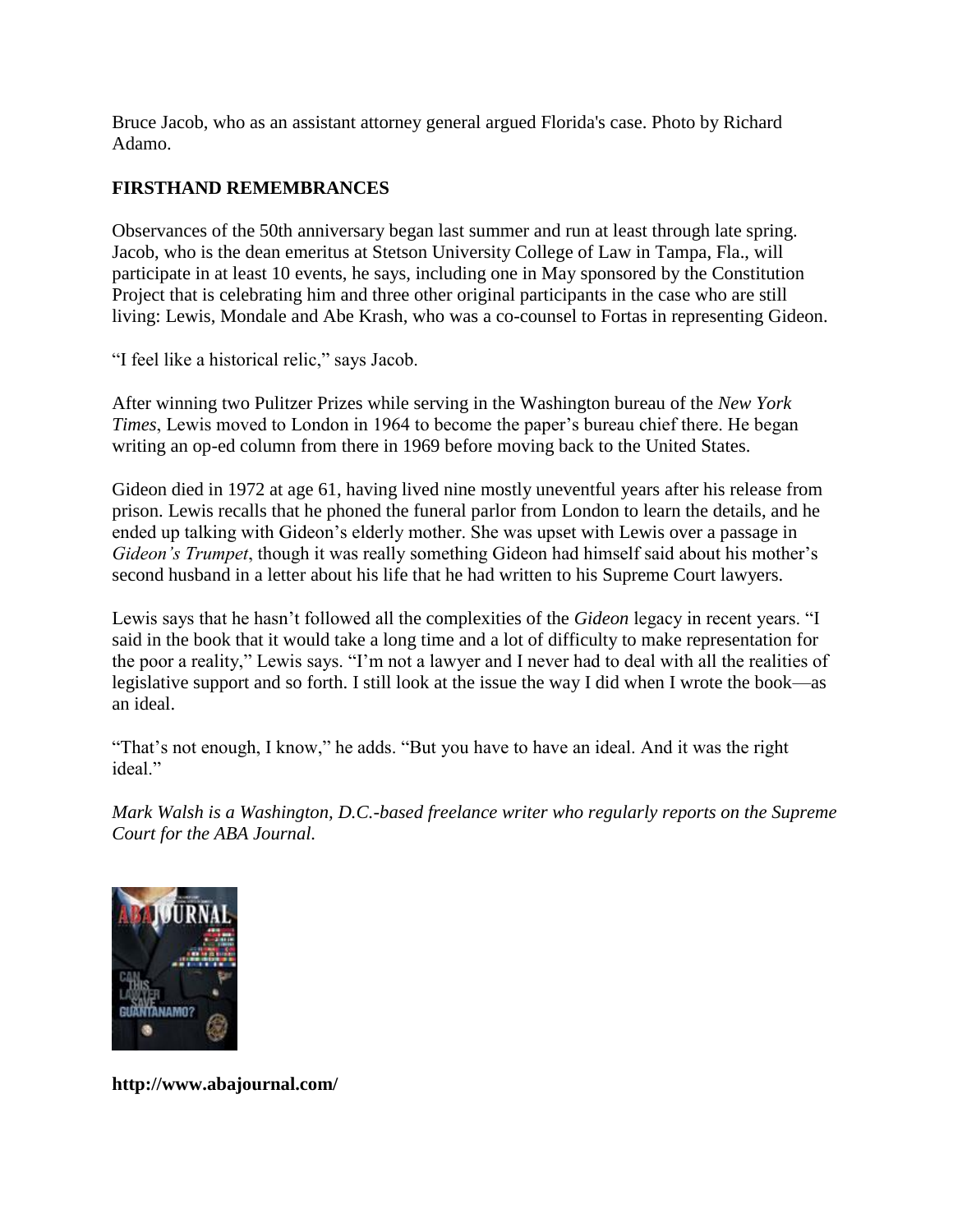Bruce Jacob, who as an assistant attorney general argued Florida's case. Photo by Richard Adamo.

**FIRSTHAND REMEMBRANCES**

Observances of the 50th anniversary began last summer and run at least through late spring. Jacob, who is the dean emeritus at Stetson University College of Law in Tampa, Fla., will participate in at least 10 events, he says, including one in May sponsored by the Constitution Project that is celebrating him and three other original participants in the case who are still living: Lewis, Mondale and Abe Krash, who was a co-counsel to Fortas in representing Gideon.

“I feel like a historical relic,” says Jacob.

After winning two Pulitzer Prizes while serving in the Washington bureau of the *New York Times*, Lewis moved to London in 1964 to become the paper’s bureau chief there. He began writing an op-ed column from there in 1969 before moving back to the United States.

Gideon died in 1972 at age 61, having lived nine mostly uneventful years after his release from prison. Lewis recalls that he phoned the funeral parlor from London to learn the details, and he ended up talking with Gideon’s elderly mother. She was upset with Lewis over a passage in *Gideon’s Trumpet*, though it was really something Gideon had himself said about his mother’s second husband in a letter about his life that he had written to his Supreme Court lawyers.

Lewis says that he hasn’t followed all the complexities of the *Gideon* legacy in recent years. “I said in the book that it would take a long time and a lot of difficulty to make representation for the poor a reality,” Lewis says. “I’m not a lawyer and I never had to deal with all the realities of legislative support and so forth. I still look at the issue the way I did when I wrote the book—as an ideal.

“That’s not enough, I know,” he adds. “But you have to have an ideal. And it was the right ideal.”

*Mark Walsh is a Washington, D.C.-based freelance writer who regularly reports on the Supreme Court for the ABA Journal.*

**http://www.abajournal.com/**